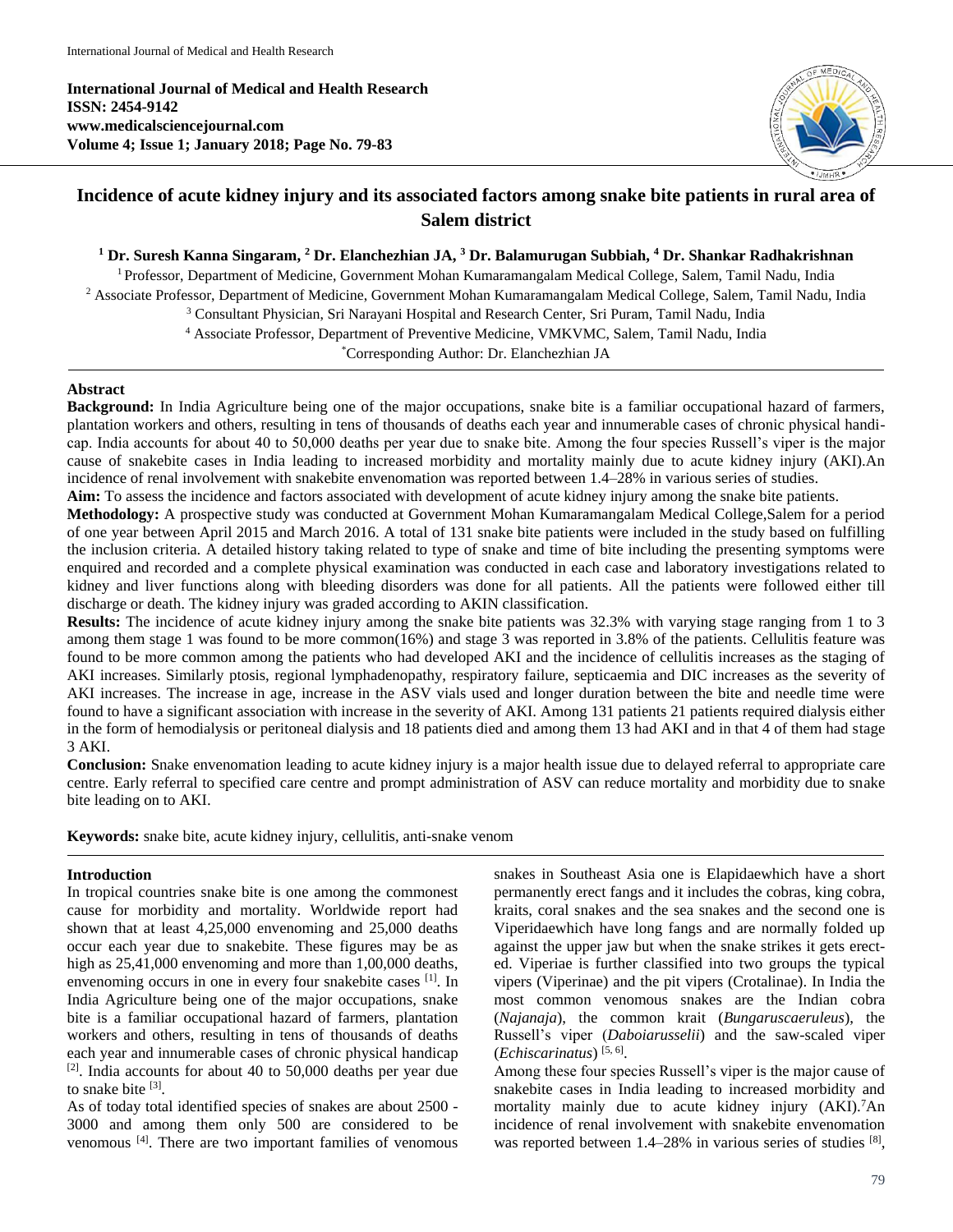**International Journal of Medical and Health Research**
**ISSN: 2454-9142**
**www.medicalsciencejournal.com**
**Volume 4; Issue 1; January 2018; Page No. 79-83**

# Incidence of acute kidney injury and its associated factors among snake bite patients in rural area of Salem district

**[1] Dr. Suresh Kanna Singaram, [2] Dr. Elanchezhian JA, [3] Dr. Balamurugan Subbiah, [4] Dr. Shankar Radhakrishnan**

[1] Professor, Department of Medicine, Government Mohan Kumaramangalam Medical College, Salem, Tamil Nadu, India
[2] Associate Professor, Department of Medicine, Government Mohan Kumaramangalam Medical College, Salem, Tamil Nadu, India
[3] Consultant Physician, Sri Narayani Hospital and Research Center, Sri Puram, Tamil Nadu, India
[4] Associate Professor, Department of Preventive Medicine, VMKVMC, Salem, Tamil Nadu, India
[*]Corresponding Author: Dr. Elanchezhian JA

## Abstract

**Background:** In India Agriculture being one of the major occupations, snake bite is a familiar occupational hazard of farmers, plantation workers and others, resulting in tens of thousands of deaths each year and innumerable cases of chronic physical handicap. India accounts for about 40 to 50,000 deaths per year due to snake bite. Among the four species Russell's viper is the major cause of snakebite cases in India leading to increased morbidity and mortality mainly due to acute kidney injury (AKI).An incidence of renal involvement with snakebite envenomation was reported between 1.4–28% in various series of studies.

**Aim:** To assess the incidence and factors associated with development of acute kidney injury among the snake bite patients.

**Methodology:** A prospective study was conducted at Government Mohan Kumaramangalam Medical College,Salem for a period of one year between April 2015 and March 2016. A total of 131 snake bite patients were included in the study based on fulfilling the inclusion criteria. A detailed history taking related to type of snake and time of bite including the presenting symptoms were enquired and recorded and a complete physical examination was conducted in each case and laboratory investigations related to kidney and liver functions along with bleeding disorders was done for all patients. All the patients were followed either till discharge or death. The kidney injury was graded according to AKIN classification.

**Results:** The incidence of acute kidney injury among the snake bite patients was 32.3% with varying stage ranging from 1 to 3 among them stage 1 was found to be more common(16%) and stage 3 was reported in 3.8% of the patients. Cellulitis feature was found to be more common among the patients who had developed AKI and the incidence of cellulitis increases as the staging of AKI increases. Similarly ptosis, regional lymphadenopathy, respiratory failure, septicaemia and DIC increases as the severity of AKI increases. The increase in age, increase in the ASV vials used and longer duration between the bite and needle time were found to have a significant association with increase in the severity of AKI. Among 131 patients 21 patients required dialysis either in the form of hemodialysis or peritoneal dialysis and 18 patients died and among them 13 had AKI and in that 4 of them had stage 3 AKI.

**Conclusion:** Snake envenomation leading to acute kidney injury is a major health issue due to delayed referral to appropriate care centre. Early referral to specified care centre and prompt administration of ASV can reduce mortality and morbidity due to snake bite leading on to AKI.

**Keywords:** snake bite, acute kidney injury, cellulitis, anti-snake venom

## Introduction

In tropical countries snake bite is one among the commonest cause for morbidity and mortality. Worldwide report had shown that at least 4,25,000 envenoming and 25,000 deaths occur each year due to snakebite. These figures may be as high as 25,41,000 envenoming and more than 1,00,000 deaths, envenoming occurs in one in every four snakebite cases [1]. In India Agriculture being one of the major occupations, snake bite is a familiar occupational hazard of farmers, plantation workers and others, resulting in tens of thousands of deaths each year and innumerable cases of chronic physical handicap [2]. India accounts for about 40 to 50,000 deaths per year due to snake bite [3].

As of today total identified species of snakes are about 2500 - 3000 and among them only 500 are considered to be venomous [4]. There are two important families of venomous snakes in Southeast Asia one is Elapidaewhich have a short permanently erect fangs and it includes the cobras, king cobra, kraits, coral snakes and the sea snakes and the second one is Viperidaewhich have long fangs and are normally folded up against the upper jaw but when the snake strikes it gets erected. Viperiae is further classified into two groups the typical vipers (Viperinae) and the pit vipers (Crotalinae). In India the most common venomous snakes are the Indian cobra (*Najanaja*), the common krait (*Bungaruscaeruleus*), the Russell's viper (*Daboiarusselii*) and the saw-scaled viper (*Echiscarinatus*) [5, 6].

Among these four species Russell's viper is the major cause of snakebite cases in India leading to increased morbidity and mortality mainly due to acute kidney injury (AKI).[7]An incidence of renal involvement with snakebite envenomation was reported between 1.4–28% in various series of studies [8],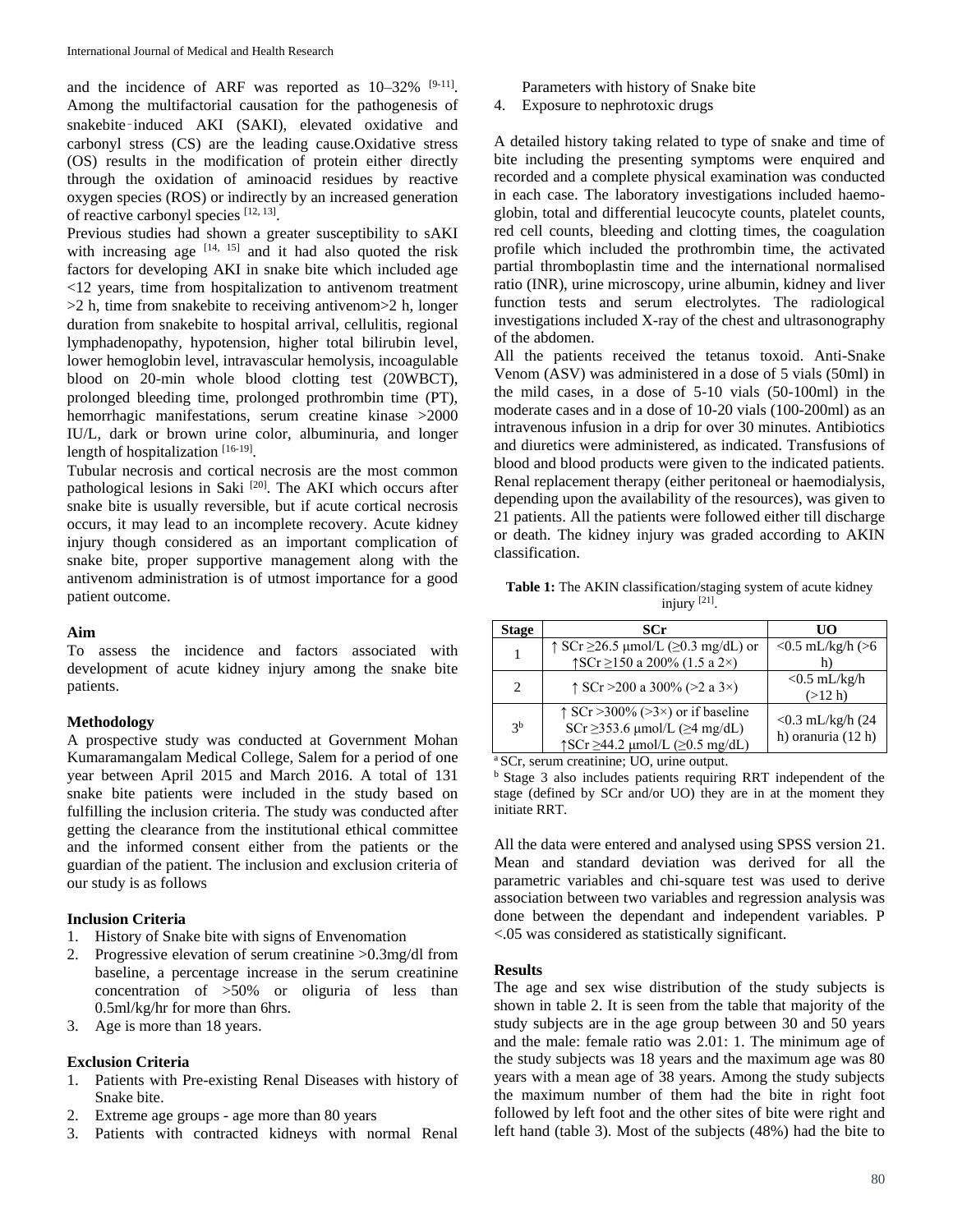and the incidence of ARF was reported as 10–32% [9-11]. Among the multifactorial causation for the pathogenesis of snakebite‑induced AKI (SAKI), elevated oxidative and carbonyl stress (CS) are the leading cause.Oxidative stress (OS) results in the modification of protein either directly through the oxidation of aminoacid residues by reactive oxygen species (ROS) or indirectly by an increased generation of reactive carbonyl species [12, 13].

Previous studies had shown a greater susceptibility to sAKI with increasing age [14, 15] and it had also quoted the risk factors for developing AKI in snake bite which included age <12 years, time from hospitalization to antivenom treatment >2 h, time from snakebite to receiving antivenom>2 h, longer duration from snakebite to hospital arrival, cellulitis, regional lymphadenopathy, hypotension, higher total bilirubin level, lower hemoglobin level, intravascular hemolysis, incoagulable blood on 20-min whole blood clotting test (20WBCT), prolonged bleeding time, prolonged prothrombin time (PT), hemorrhagic manifestations, serum creatine kinase >2000 IU/L, dark or brown urine color, albuminuria, and longer length of hospitalization [16-19].

Tubular necrosis and cortical necrosis are the most common pathological lesions in Saki [20]. The AKI which occurs after snake bite is usually reversible, but if acute cortical necrosis occurs, it may lead to an incomplete recovery. Acute kidney injury though considered as an important complication of snake bite, proper supportive management along with the antivenom administration is of utmost importance for a good patient outcome.

### Aim

To assess the incidence and factors associated with development of acute kidney injury among the snake bite patients.

### Methodology

A prospective study was conducted at Government Mohan Kumaramangalam Medical College, Salem for a period of one year between April 2015 and March 2016. A total of 131 snake bite patients were included in the study based on fulfilling the inclusion criteria. The study was conducted after getting the clearance from the institutional ethical committee and the informed consent either from the patients or the guardian of the patient. The inclusion and exclusion criteria of our study is as follows

### Inclusion Criteria

1. History of Snake bite with signs of Envenomation
2. Progressive elevation of serum creatinine >0.3mg/dl from baseline, a percentage increase in the serum creatinine concentration of >50% or oliguria of less than 0.5ml/kg/hr for more than 6hrs.
3. Age is more than 18 years.

### Exclusion Criteria

1. Patients with Pre-existing Renal Diseases with history of Snake bite.
2. Extreme age groups - age more than 80 years
3. Patients with contracted kidneys with normal Renal Parameters with history of Snake bite
4. Exposure to nephrotoxic drugs

A detailed history taking related to type of snake and time of bite including the presenting symptoms were enquired and recorded and a complete physical examination was conducted in each case. The laboratory investigations included haemoglobin, total and differential leucocyte counts, platelet counts, red cell counts, bleeding and clotting times, the coagulation profile which included the prothrombin time, the activated partial thromboplastin time and the international normalised ratio (INR), urine microscopy, urine albumin, kidney and liver function tests and serum electrolytes. The radiological investigations included X-ray of the chest and ultrasonography of the abdomen.

All the patients received the tetanus toxoid. Anti-Snake Venom (ASV) was administered in a dose of 5 vials (50ml) in the mild cases, in a dose of 5-10 vials (50-100ml) in the moderate cases and in a dose of 10-20 vials (100-200ml) as an intravenous infusion in a drip for over 30 minutes. Antibiotics and diuretics were administered, as indicated. Transfusions of blood and blood products were given to the indicated patients. Renal replacement therapy (either peritoneal or haemodialysis, depending upon the availability of the resources), was given to 21 patients. All the patients were followed either till discharge or death. The kidney injury was graded according to AKIN classification.

**Table 1:** The AKIN classification/staging system of acute kidney injury [21].

| Stage | SCr | UO |
|---|---|---|
| 1 | ↑ SCr ≥26.5 μmol/L (≥0.3 mg/dL) or ↑SCr ≥150 a 200% (1.5 a 2×) | <0.5 mL/kg/h (>6 h) |
| 2 | ↑ SCr >200 a 300% (>2 a 3×) | <0.5 mL/kg/h (>12 h) |
| 3[b] | ↑ SCr >300% (>3×) or if baseline SCr ≥353.6 μmol/L (≥4 mg/dL) ↑SCr ≥44.2 μmol/L (≥0.5 mg/dL) | <0.3 mL/kg/h (24 h) oranuria (12 h) |

[a] SCr, serum creatinine; UO, urine output.

[b] Stage 3 also includes patients requiring RRT independent of the stage (defined by SCr and/or UO) they are in at the moment they initiate RRT.

All the data were entered and analysed using SPSS version 21. Mean and standard deviation was derived for all the parametric variables and chi-square test was used to derive association between two variables and regression analysis was done between the dependant and independent variables. P <.05 was considered as statistically significant.

### Results

The age and sex wise distribution of the study subjects is shown in table 2. It is seen from the table that majority of the study subjects are in the age group between 30 and 50 years and the male: female ratio was 2.01: 1. The minimum age of the study subjects was 18 years and the maximum age was 80 years with a mean age of 38 years. Among the study subjects the maximum number of them had the bite in right foot followed by left foot and the other sites of bite were right and left hand (table 3). Most of the subjects (48%) had the bite to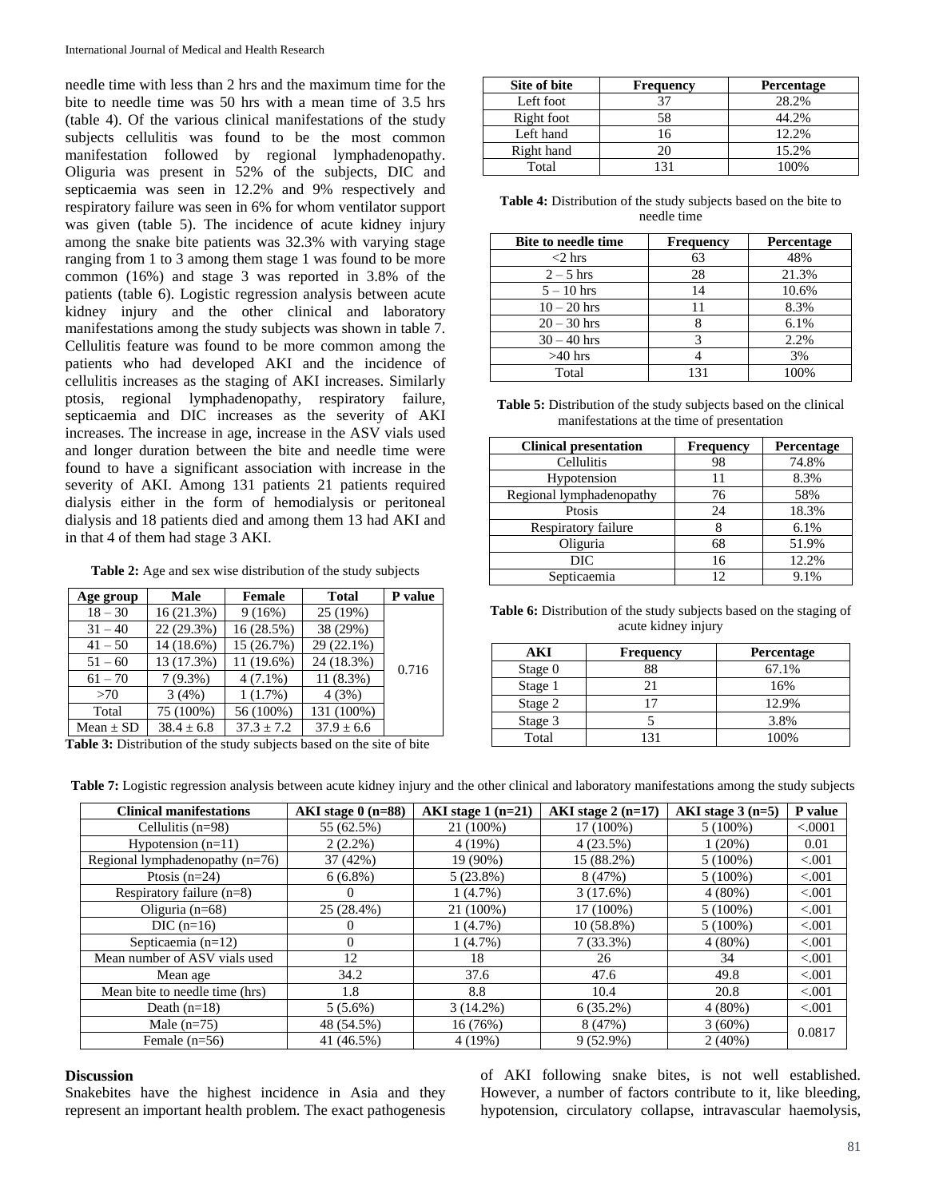needle time with less than 2 hrs and the maximum time for the bite to needle time was 50 hrs with a mean time of 3.5 hrs (table 4). Of the various clinical manifestations of the study subjects cellulitis was found to be the most common manifestation followed by regional lymphadenopathy. Oliguria was present in 52% of the subjects, DIC and septicaemia was seen in 12.2% and 9% respectively and respiratory failure was seen in 6% for whom ventilator support was given (table 5). The incidence of acute kidney injury among the snake bite patients was 32.3% with varying stage ranging from 1 to 3 among them stage 1 was found to be more common (16%) and stage 3 was reported in 3.8% of the patients (table 6). Logistic regression analysis between acute kidney injury and the other clinical and laboratory manifestations among the study subjects was shown in table 7. Cellulitis feature was found to be more common among the patients who had developed AKI and the incidence of cellulitis increases as the staging of AKI increases. Similarly ptosis, regional lymphadenopathy, respiratory failure, septicaemia and DIC increases as the severity of AKI increases. The increase in age, increase in the ASV vials used and longer duration between the bite and needle time were found to have a significant association with increase in the severity of AKI. Among 131 patients 21 patients required dialysis either in the form of hemodialysis or peritoneal dialysis and 18 patients died and among them 13 had AKI and in that 4 of them had stage 3 AKI.

**Table 2:** Age and sex wise distribution of the study subjects

| Age group | Male | Female | Total | P value |
|---|---|---|---|---|
| 18 – 30 | 16 (21.3%) | 9 (16%) | 25 (19%) | 0.716 |
| 31 – 40 | 22 (29.3%) | 16 (28.5%) | 38 (29%) | |
| 41 – 50 | 14 (18.6%) | 15 (26.7%) | 29 (22.1%) | |
| 51 – 60 | 13 (17.3%) | 11 (19.6%) | 24 (18.3%) | |
| 61 – 70 | 7 (9.3%) | 4 (7.1%) | 11 (8.3%) | |
| >70 | 3 (4%) | 1 (1.7%) | 4 (3%) | |
| Total | 75 (100%) | 56 (100%) | 131 (100%) | |
| Mean ± SD | 38.4 ± 6.8 | 37.3 ± 7.2 | 37.9 ± 6.6 | |

**Table 3:** Distribution of the study subjects based on the site of bite

| Site of bite | Frequency | Percentage |
|---|---|---|
| Left foot | 37 | 28.2% |
| Right foot | 58 | 44.2% |
| Left hand | 16 | 12.2% |
| Right hand | 20 | 15.2% |
| Total | 131 | 100% |

**Table 4:** Distribution of the study subjects based on the bite to needle time

| Bite to needle time | Frequency | Percentage |
|---|---|---|
| <2 hrs | 63 | 48% |
| 2 – 5 hrs | 28 | 21.3% |
| 5 – 10 hrs | 14 | 10.6% |
| 10 – 20 hrs | 11 | 8.3% |
| 20 – 30 hrs | 8 | 6.1% |
| 30 – 40 hrs | 3 | 2.2% |
| >40 hrs | 4 | 3% |
| Total | 131 | 100% |

**Table 5:** Distribution of the study subjects based on the clinical manifestations at the time of presentation

| Clinical presentation | Frequency | Percentage |
|---|---|---|
| Cellulitis | 98 | 74.8% |
| Hypotension | 11 | 8.3% |
| Regional lymphadenopathy | 76 | 58% |
| Ptosis | 24 | 18.3% |
| Respiratory failure | 8 | 6.1% |
| Oliguria | 68 | 51.9% |
| DIC | 16 | 12.2% |
| Septicaemia | 12 | 9.1% |

**Table 6:** Distribution of the study subjects based on the staging of acute kidney injury

| AKI | Frequency | Percentage |
|---|---|---|
| Stage 0 | 88 | 67.1% |
| Stage 1 | 21 | 16% |
| Stage 2 | 17 | 12.9% |
| Stage 3 | 5 | 3.8% |
| Total | 131 | 100% |

**Table 7:** Logistic regression analysis between acute kidney injury and the other clinical and laboratory manifestations among the study subjects

| Clinical manifestations | AKI stage 0 (n=88) | AKI stage 1 (n=21) | AKI stage 2 (n=17) | AKI stage 3 (n=5) | P value |
|---|---|---|---|---|---|
| Cellulitis (n=98) | 55 (62.5%) | 21 (100%) | 17 (100%) | 5 (100%) | <.0001 |
| Hypotension (n=11) | 2 (2.2%) | 4 (19%) | 4 (23.5%) | 1 (20%) | 0.01 |
| Regional lymphadenopathy (n=76) | 37 (42%) | 19 (90%) | 15 (88.2%) | 5 (100%) | <.001 |
| Ptosis (n=24) | 6 (6.8%) | 5 (23.8%) | 8 (47%) | 5 (100%) | <.001 |
| Respiratory failure (n=8) | 0 | 1 (4.7%) | 3 (17.6%) | 4 (80%) | <.001 |
| Oliguria (n=68) | 25 (28.4%) | 21 (100%) | 17 (100%) | 5 (100%) | <.001 |
| DIC (n=16) | 0 | 1 (4.7%) | 10 (58.8%) | 5 (100%) | <.001 |
| Septicaemia (n=12) | 0 | 1 (4.7%) | 7 (33.3%) | 4 (80%) | <.001 |
| Mean number of ASV vials used | 12 | 18 | 26 | 34 | <.001 |
| Mean age | 34.2 | 37.6 | 47.6 | 49.8 | <.001 |
| Mean bite to needle time (hrs) | 1.8 | 8.8 | 10.4 | 20.8 | <.001 |
| Death (n=18) | 5 (5.6%) | 3 (14.2%) | 6 (35.2%) | 4 (80%) | <.001 |
| Male (n=75) | 48 (54.5%) | 16 (76%) | 8 (47%) | 3 (60%) | 0.0817 |
| Female (n=56) | 41 (46.5%) | 4 (19%) | 9 (52.9%) | 2 (40%) | |

## Discussion

Snakebites have the highest incidence in Asia and they represent an important health problem. The exact pathogenesis of AKI following snake bites, is not well established. However, a number of factors contribute to it, like bleeding, hypotension, circulatory collapse, intravascular haemolysis,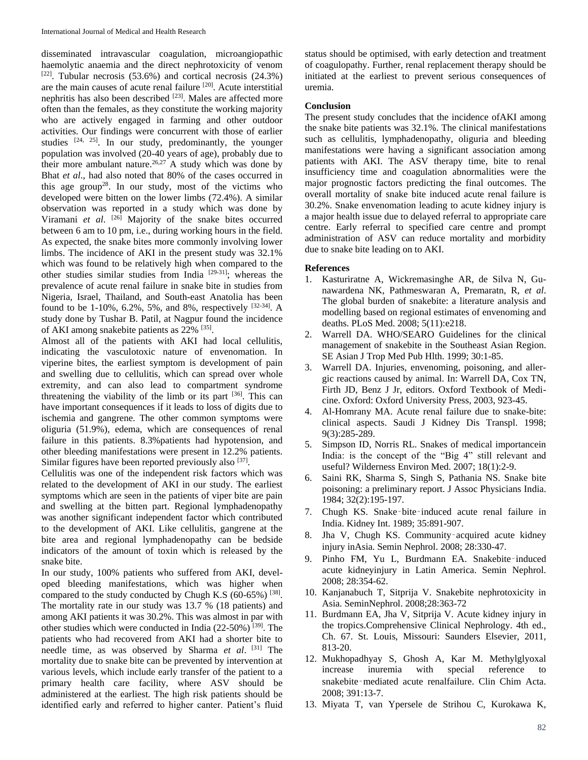disseminated intravascular coagulation, microangiopathic haemolytic anaemia and the direct nephrotoxicity of venom [22]. Tubular necrosis (53.6%) and cortical necrosis (24.3%) are the main causes of acute renal failure [20]. Acute interstitial nephritis has also been described [23]. Males are affected more often than the females, as they constitute the working majority who are actively engaged in farming and other outdoor activities. Our findings were concurrent with those of earlier studies [24, 25]. In our study, predominantly, the younger population was involved (20-40 years of age), probably due to their more ambulant nature.[26,27] A study which was done by Bhat *et al*., had also noted that 80% of the cases occurred in this age group[28]. In our study, most of the victims who developed were bitten on the lower limbs (72.4%). A similar observation was reported in a study which was done by Viramani *et al*. [26] Majority of the snake bites occurred between 6 am to 10 pm, i.e., during working hours in the field. As expected, the snake bites more commonly involving lower limbs. The incidence of AKI in the present study was 32.1% which was found to be relatively high when compared to the other studies similar studies from India [29-31]; whereas the prevalence of acute renal failure in snake bite in studies from Nigeria, Israel, Thailand, and South-east Anatolia has been found to be 1-10%, 6.2%, 5%, and 8%, respectively [32-34]. A study done by Tushar B. Patil, at Nagpur found the incidence of AKI among snakebite patients as 22% [35].

Almost all of the patients with AKI had local cellulitis, indicating the vasculotoxic nature of envenomation. In viperine bites, the earliest symptom is development of pain and swelling due to cellulitis, which can spread over whole extremity, and can also lead to compartment syndrome threatening the viability of the limb or its part [36]. This can have important consequences if it leads to loss of digits due to ischemia and gangrene. The other common symptoms were oliguria (51.9%), edema, which are consequences of renal failure in this patients. 8.3%patients had hypotension, and other bleeding manifestations were present in 12.2% patients. Similar figures have been reported previously also [37].

Cellulitis was one of the independent risk factors which was related to the development of AKI in our study. The earliest symptoms which are seen in the patients of viper bite are pain and swelling at the bitten part. Regional lymphadenopathy was another significant independent factor which contributed to the development of AKI. Like cellulitis, gangrene at the bite area and regional lymphadenopathy can be bedside indicators of the amount of toxin which is released by the snake bite.

In our study, 100% patients who suffered from AKI, developed bleeding manifestations, which was higher when compared to the study conducted by Chugh K.S (60-65%) [38]. The mortality rate in our study was 13.7 % (18 patients) and among AKI patients it was 30.2%. This was almost in par with other studies which were conducted in India (22-50%) [39]. The patients who had recovered from AKI had a shorter bite to needle time, as was observed by Sharma *et al*. [31] The mortality due to snake bite can be prevented by intervention at various levels, which include early transfer of the patient to a primary health care facility, where ASV should be administered at the earliest. The high risk patients should be identified early and referred to higher canter. Patient's fluid status should be optimised, with early detection and treatment of coagulopathy. Further, renal replacement therapy should be initiated at the earliest to prevent serious consequences of uremia.

**Conclusion**

The present study concludes that the incidence ofAKI among the snake bite patients was 32.1%. The clinical manifestations such as cellulitis, lymphadenopathy, oliguria and bleeding manifestations were having a significant association among patients with AKI. The ASV therapy time, bite to renal insufficiency time and coagulation abnormalities were the major prognostic factors predicting the final outcomes. The overall mortality of snake bite induced acute renal failure is 30.2%. Snake envenomation leading to acute kidney injury is a major health issue due to delayed referral to appropriate care centre. Early referral to specified care centre and prompt administration of ASV can reduce mortality and morbidity due to snake bite leading on to AKI.

**References**

1. Kasturiratne A, Wickremasinghe AR, de Silva N, Gunawardena NK, Pathmeswaran A, Premaratn, R, *et al*. The global burden of snakebite: a literature analysis and modelling based on regional estimates of envenoming and deaths. PLoS Med. 2008; 5(11):e218.
2. Warrell DA. WHO/SEARO Guidelines for the clinical management of snakebite in the Southeast Asian Region. SE Asian J Trop Med Pub Hlth. 1999; 30:1-85.
3. Warrell DA. Injuries, envenoming, poisoning, and allergic reactions caused by animal. In: Warrell DA, Cox TN, Firth JD, Benz J Jr, editors. Oxford Textbook of Medicine. Oxford: Oxford University Press, 2003, 923-45.
4. Al-Homrany MA. Acute renal failure due to snake-bite: clinical aspects. Saudi J Kidney Dis Transpl. 1998; 9(3):285-289.
5. Simpson ID, Norris RL. Snakes of medical importancein India: is the concept of the "Big 4" still relevant and useful? Wilderness Environ Med. 2007; 18(1):2-9.
6. Saini RK, Sharma S, Singh S, Pathania NS. Snake bite poisoning: a preliminary report. J Assoc Physicians India. 1984; 32(2):195-197.
7. Chugh KS. Snake‑bite‑induced acute renal failure in India. Kidney Int. 1989; 35:891-907.
8. Jha V, Chugh KS. Community‑acquired acute kidney injury inAsia. Semin Nephrol. 2008; 28:330-47.
9. Pinho FM, Yu L, Burdmann EA. Snakebite‑induced acute kidneyinjury in Latin America. Semin Nephrol. 2008; 28:354-62.
10. Kanjanabuch T, Sitprija V. Snakebite nephrotoxicity in Asia. SeminNephrol. 2008;28:363-72
11. Burdmann EA, Jha V, Sitprija V. Acute kidney injury in the tropics.Comprehensive Clinical Nephrology. 4th ed., Ch. 67. St. Louis, Missouri: Saunders Elsevier, 2011, 813-20.
12. Mukhopadhyay S, Ghosh A, Kar M. Methylglyoxal increase inuremia with special reference to snakebite‑mediated acute renalfailure. Clin Chim Acta. 2008; 391:13-7.
13. Miyata T, van Ypersele de Strihou C, Kurokawa K,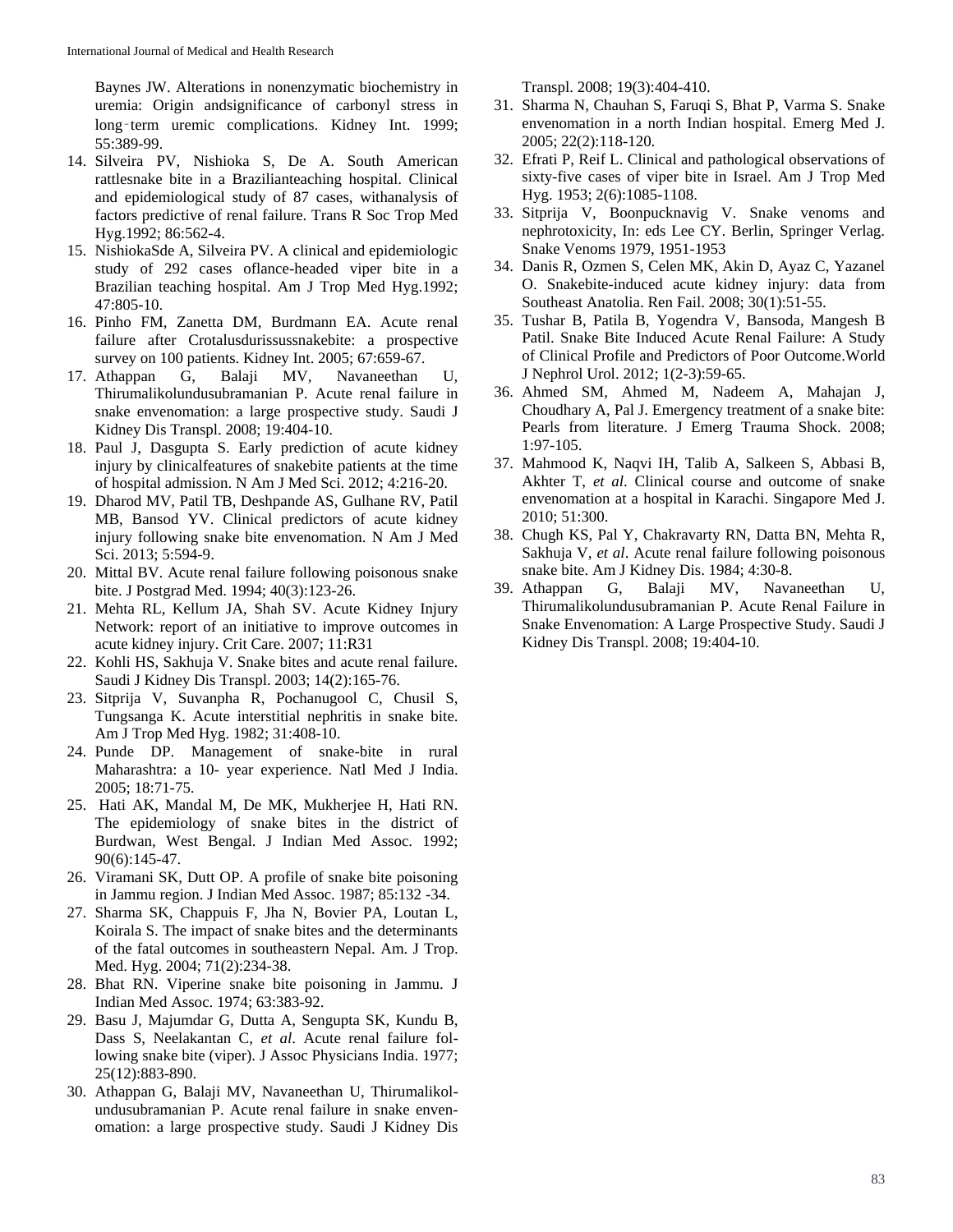Baynes JW. Alterations in nonenzymatic biochemistry in uremia: Origin andsignificance of carbonyl stress in long‑term uremic complications. Kidney Int. 1999; 55:389-99.

14. Silveira PV, Nishioka S, De A. South American rattlesnake bite in a Brazilianteaching hospital. Clinical and epidemiological study of 87 cases, withanalysis of factors predictive of renal failure. Trans R Soc Trop Med Hyg.1992; 86:562-4.
15. NishiokaSde A, Silveira PV. A clinical and epidemiologic study of 292 cases oflance-headed viper bite in a Brazilian teaching hospital. Am J Trop Med Hyg.1992; 47:805-10.
16. Pinho FM, Zanetta DM, Burdmann EA. Acute renal failure after Crotalusdurissussnakebite: a prospective survey on 100 patients. Kidney Int. 2005; 67:659-67.
17. Athappan G, Balaji MV, Navaneethan U, Thirumalikolundusubramanian P. Acute renal failure in snake envenomation: a large prospective study. Saudi J Kidney Dis Transpl. 2008; 19:404-10.
18. Paul J, Dasgupta S. Early prediction of acute kidney injury by clinicalfeatures of snakebite patients at the time of hospital admission. N Am J Med Sci. 2012; 4:216-20.
19. Dharod MV, Patil TB, Deshpande AS, Gulhane RV, Patil MB, Bansod YV. Clinical predictors of acute kidney injury following snake bite envenomation. N Am J Med Sci. 2013; 5:594-9.
20. Mittal BV. Acute renal failure following poisonous snake bite. J Postgrad Med. 1994; 40(3):123-26.
21. Mehta RL, Kellum JA, Shah SV. Acute Kidney Injury Network: report of an initiative to improve outcomes in acute kidney injury. Crit Care. 2007; 11:R31
22. Kohli HS, Sakhuja V. Snake bites and acute renal failure. Saudi J Kidney Dis Transpl. 2003; 14(2):165-76.
23. Sitprija V, Suvanpha R, Pochanugool C, Chusil S, Tungsanga K. Acute interstitial nephritis in snake bite. Am J Trop Med Hyg. 1982; 31:408-10.
24. Punde DP. Management of snake-bite in rural Maharashtra: a 10- year experience. Natl Med J India. 2005; 18:71-75.
25. Hati AK, Mandal M, De MK, Mukherjee H, Hati RN. The epidemiology of snake bites in the district of Burdwan, West Bengal. J Indian Med Assoc. 1992; 90(6):145-47.
26. Viramani SK, Dutt OP. A profile of snake bite poisoning in Jammu region. J Indian Med Assoc. 1987; 85:132 -34.
27. Sharma SK, Chappuis F, Jha N, Bovier PA, Loutan L, Koirala S. The impact of snake bites and the determinants of the fatal outcomes in southeastern Nepal. Am. J Trop. Med. Hyg. 2004; 71(2):234-38.
28. Bhat RN. Viperine snake bite poisoning in Jammu. J Indian Med Assoc. 1974; 63:383-92.
29. Basu J, Majumdar G, Dutta A, Sengupta SK, Kundu B, Dass S, Neelakantan C, *et al*. Acute renal failure following snake bite (viper). J Assoc Physicians India. 1977; 25(12):883-890.
30. Athappan G, Balaji MV, Navaneethan U, Thirumalikolundusubramanian P. Acute renal failure in snake envenomation: a large prospective study. Saudi J Kidney Dis Transpl. 2008; 19(3):404-410.
31. Sharma N, Chauhan S, Faruqi S, Bhat P, Varma S. Snake envenomation in a north Indian hospital. Emerg Med J. 2005; 22(2):118-120.
32. Efrati P, Reif L. Clinical and pathological observations of sixty-five cases of viper bite in Israel. Am J Trop Med Hyg. 1953; 2(6):1085-1108.
33. Sitprija V, Boonpucknavig V. Snake venoms and nephrotoxicity, In: eds Lee CY. Berlin, Springer Verlag. Snake Venoms 1979, 1951-1953
34. Danis R, Ozmen S, Celen MK, Akin D, Ayaz C, Yazanel O. Snakebite-induced acute kidney injury: data from Southeast Anatolia. Ren Fail. 2008; 30(1):51-55.
35. Tushar B, Patila B, Yogendra V, Bansoda, Mangesh B Patil. Snake Bite Induced Acute Renal Failure: A Study of Clinical Profile and Predictors of Poor Outcome.World J Nephrol Urol. 2012; 1(2-3):59-65.
36. Ahmed SM, Ahmed M, Nadeem A, Mahajan J, Choudhary A, Pal J. Emergency treatment of a snake bite: Pearls from literature. J Emerg Trauma Shock. 2008; 1:97-105.
37. Mahmood K, Naqvi IH, Talib A, Salkeen S, Abbasi B, Akhter T, *et al*. Clinical course and outcome of snake envenomation at a hospital in Karachi. Singapore Med J. 2010; 51:300.
38. Chugh KS, Pal Y, Chakravarty RN, Datta BN, Mehta R, Sakhuja V, *et al*. Acute renal failure following poisonous snake bite. Am J Kidney Dis. 1984; 4:30-8.
39. Athappan G, Balaji MV, Navaneethan U, Thirumalikolundusubramanian P. Acute Renal Failure in Snake Envenomation: A Large Prospective Study. Saudi J Kidney Dis Transpl. 2008; 19:404-10.